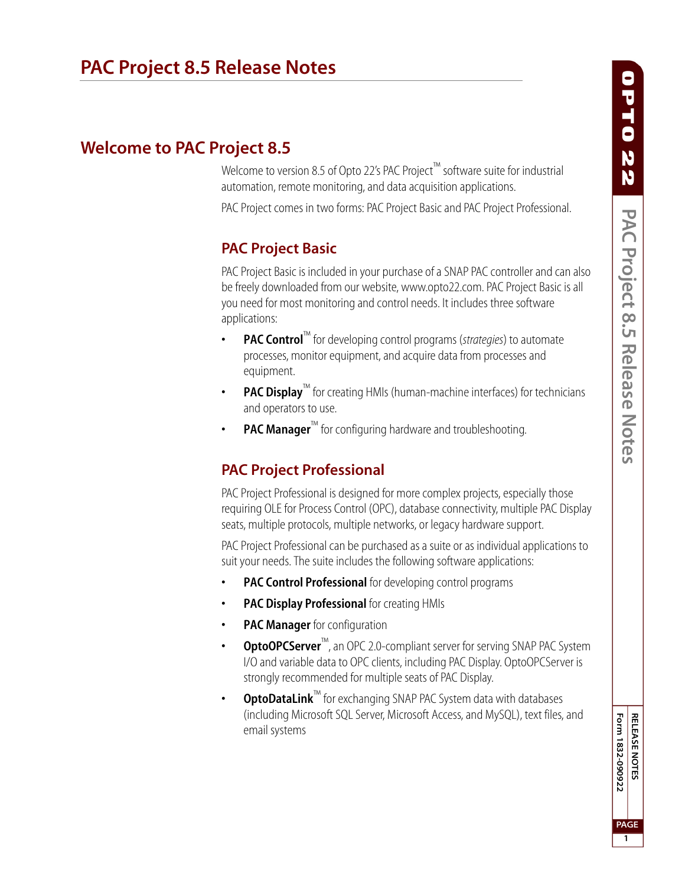# PAC Project 8.5 Release Notes

## Welcome to PAC Project 8.5

Welcome to version 8.5 of Opto 22's PAC Project™ software suite for industrial automation, remote monitoring, and data acquisition applications.

PAC Project comes in two forms: PAC Project Basic and PAC Project Professional.

### PAC Project Basic

PAC Project Basic is included in your purchase of a SNAP PAC controller and can also be freely downloaded from our website, www.opto22.com. PAC Project Basic is all you need for most monitoring and control needs. It includes three software applications:

- **PAC Control**™ for developing control programs (*strategies*) to automate processes, monitor equipment, and acquire data from processes and equipment.
- **PAC Display**™ for creating HMIs (human-machine interfaces) for technicians and operators to use.
- **PAC Manager**™ for configuring hardware and troubleshooting.

### PAC Project Professional

PAC Project Professional is designed for more complex projects, especially those requiring OLE for Process Control (OPC), database connectivity, multiple PAC Display seats, multiple protocols, multiple networks, or legacy hardware support.

PAC Project Professional can be purchased as a suite or as individual applications to suit your needs. The suite includes the following software applications:

- **PAC Control Professional** for developing control programs
- **PAC Display Professional** for creating HMIs
- **PAC Manager** for configuration
- **OptoOPCServer**™, an OPC 2.0-compliant server for serving SNAP PAC System I/O and variable data to OPC clients, including PAC Display. OptoOPCServer is strongly recommended for multiple seats of PAC Display.
- **OptoDataLink**™ for exchanging SNAP PAC System data with databases (including Microsoft SQL Server, Microsoft Access, and MySQL), text files, and email systems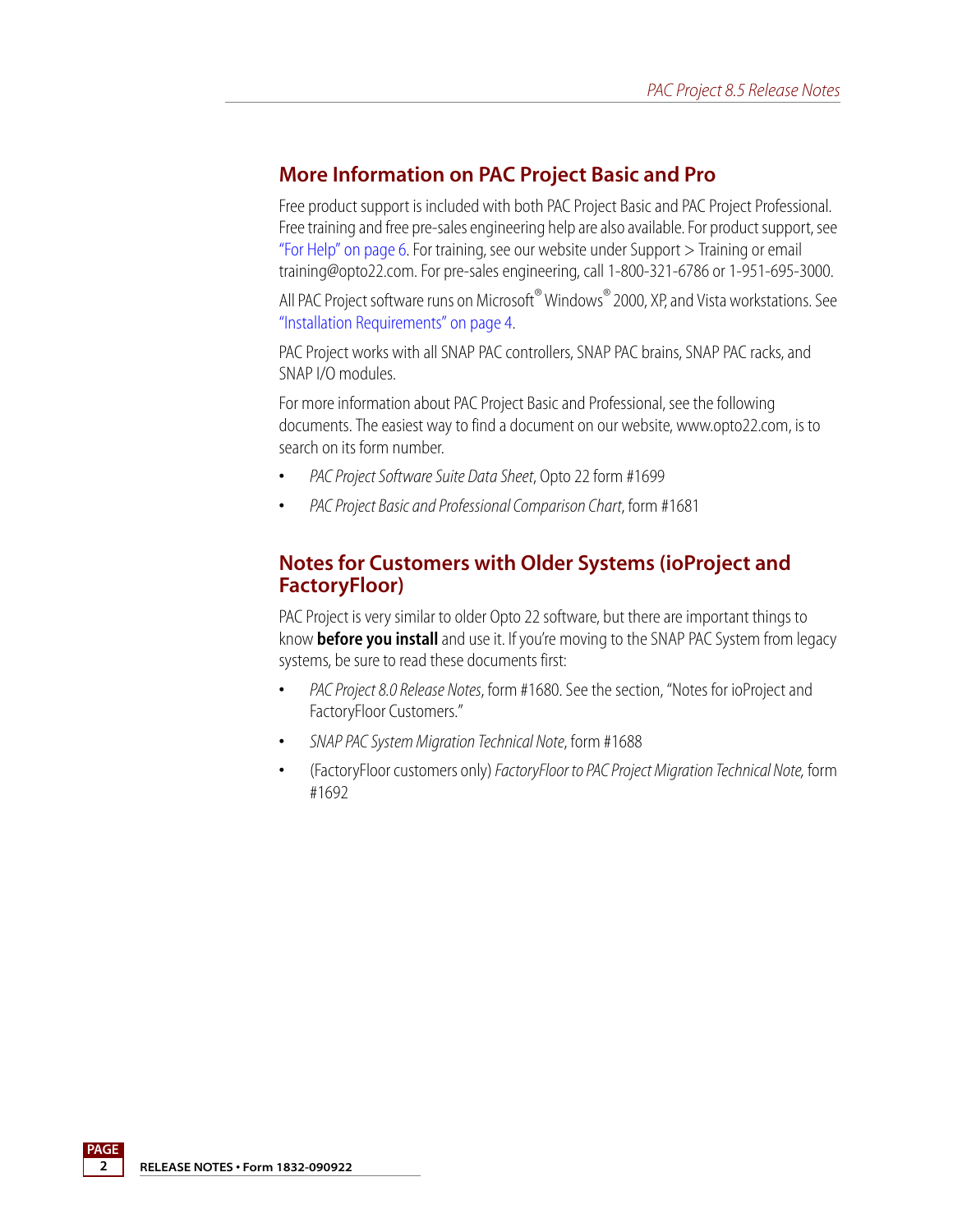## More Information on PAC Project Basic and Pro

Free product support is included with both PAC Project Basic and PAC Project Professional. Free training and free pre-sales engineering help are also available. For product support, see "For Help" on page 6. For training, see our website under Support > Training or email training@opto22.com. For pre-sales engineering, call 1-800-321-6786 or 1-951-695-3000.

All PAC Project software runs on Microsoft® Windows® 2000, XP, and Vista workstations. See "Installation Requirements" on page 4.

PAC Project works with all SNAP PAC controllers, SNAP PAC brains, SNAP PAC racks, and SNAP I/O modules.

For more information about PAC Project Basic and Professional, see the following documents. The easiest way to find a document on our website, www.opto22.com, is to search on its form number.

- *PAC Project Software Suite Data Sheet*, Opto 22 form #1699
- *PAC Project Basic and Professional Comparison Chart*, form #1681

## Notes for Customers with Older Systems (ioProject and FactoryFloor)

PAC Project is very similar to older Opto 22 software, but there are important things to know **before you install** and use it. If you're moving to the SNAP PAC System from legacy systems, be sure to read these documents first:

- *PAC Project 8.0 Release Notes*, form #1680. See the section, "Notes for ioProject and FactoryFloor Customers."
- *SNAP PAC System Migration Technical Note*, form #1688
- (FactoryFloor customers only) *FactoryFloor to PAC Project Migration Technical Note,* form #1692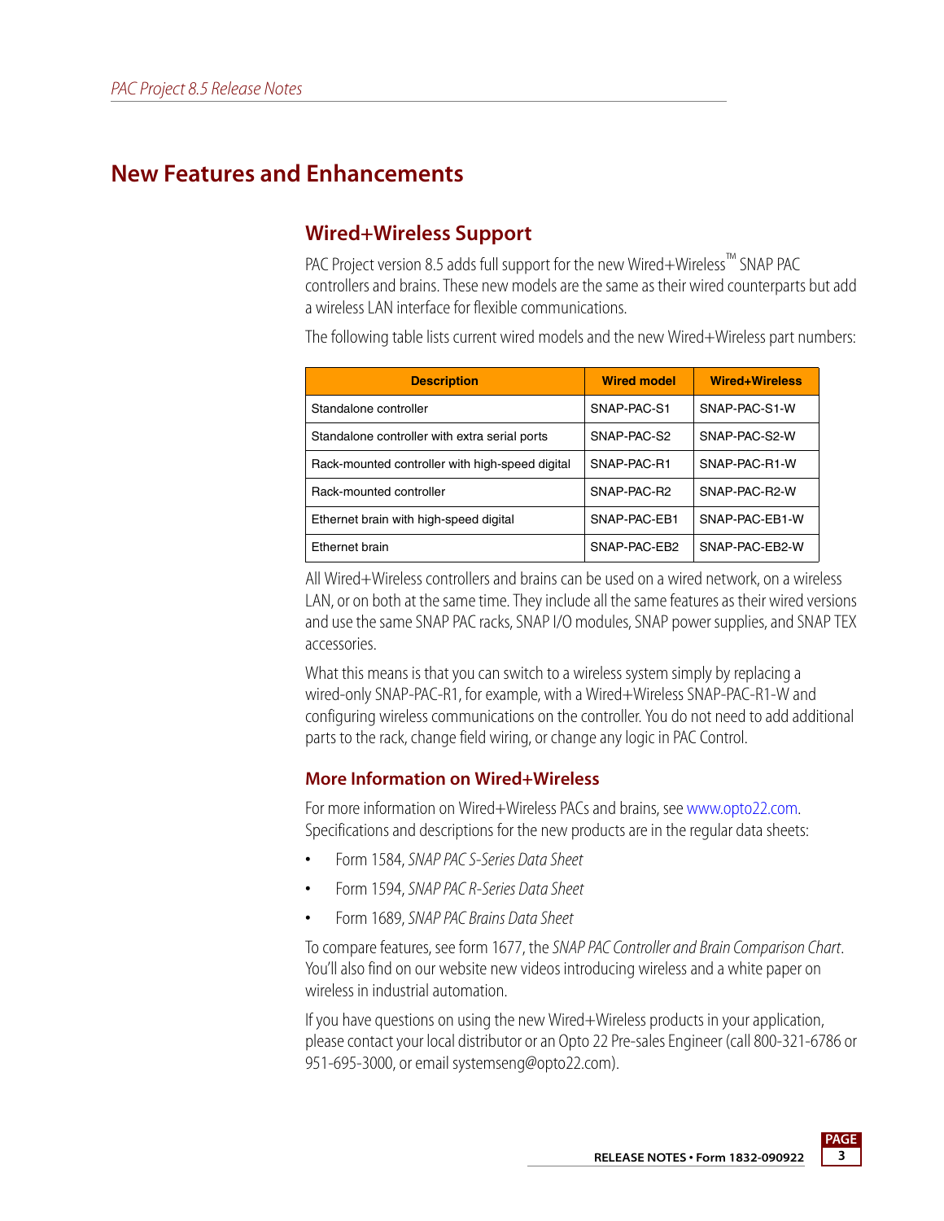# New Features and Enhancements

## Wired+Wireless Support

PAC Project version 8.5 adds full support for the new Wired+Wireless™ SNAP PAC controllers and brains. These new models are the same as their wired counterparts but add a wireless LAN interface for flexible communications.

The following table lists current wired models and the new Wired+Wireless part numbers:

| Description | Wired model | Wired+Wireless |
| --- | --- | --- |
| Standalone controller | SNAP-PAC-S1 | SNAP-PAC-S1-W |
| Standalone controller with extra serial ports | SNAP-PAC-S2 | SNAP-PAC-S2-W |
| Rack-mounted controller with high-speed digital | SNAP-PAC-R1 | SNAP-PAC-R1-W |
| Rack-mounted controller | SNAP-PAC-R2 | SNAP-PAC-R2-W |
| Ethernet brain with high-speed digital | SNAP-PAC-EB1 | SNAP-PAC-EB1-W |
| Ethernet brain | SNAP-PAC-EB2 | SNAP-PAC-EB2-W |

All Wired+Wireless controllers and brains can be used on a wired network, on a wireless LAN, or on both at the same time. They include all the same features as their wired versions and use the same SNAP PAC racks, SNAP I/O modules, SNAP power supplies, and SNAP TEX accessories.

What this means is that you can switch to a wireless system simply by replacing a wired-only SNAP-PAC-R1, for example, with a Wired+Wireless SNAP-PAC-R1-W and configuring wireless communications on the controller. You do not need to add additional parts to the rack, change field wiring, or change any logic in PAC Control.

### More Information on Wired+Wireless

For more information on Wired+Wireless PACs and brains, see www.opto22.com. Specifications and descriptions for the new products are in the regular data sheets:

- Form 1584, *SNAP PAC S-Series Data Sheet*
- Form 1594, *SNAP PAC R-Series Data Sheet*
- Form 1689, *SNAP PAC Brains Data Sheet*

To compare features, see form 1677, the *SNAP PAC Controller and Brain Comparison Chart*. You'll also find on our website new videos introducing wireless and a white paper on wireless in industrial automation.

If you have questions on using the new Wired+Wireless products in your application, please contact your local distributor or an Opto 22 Pre-sales Engineer (call 800-321-6786 or 951-695-3000, or email systemseng@opto22.com).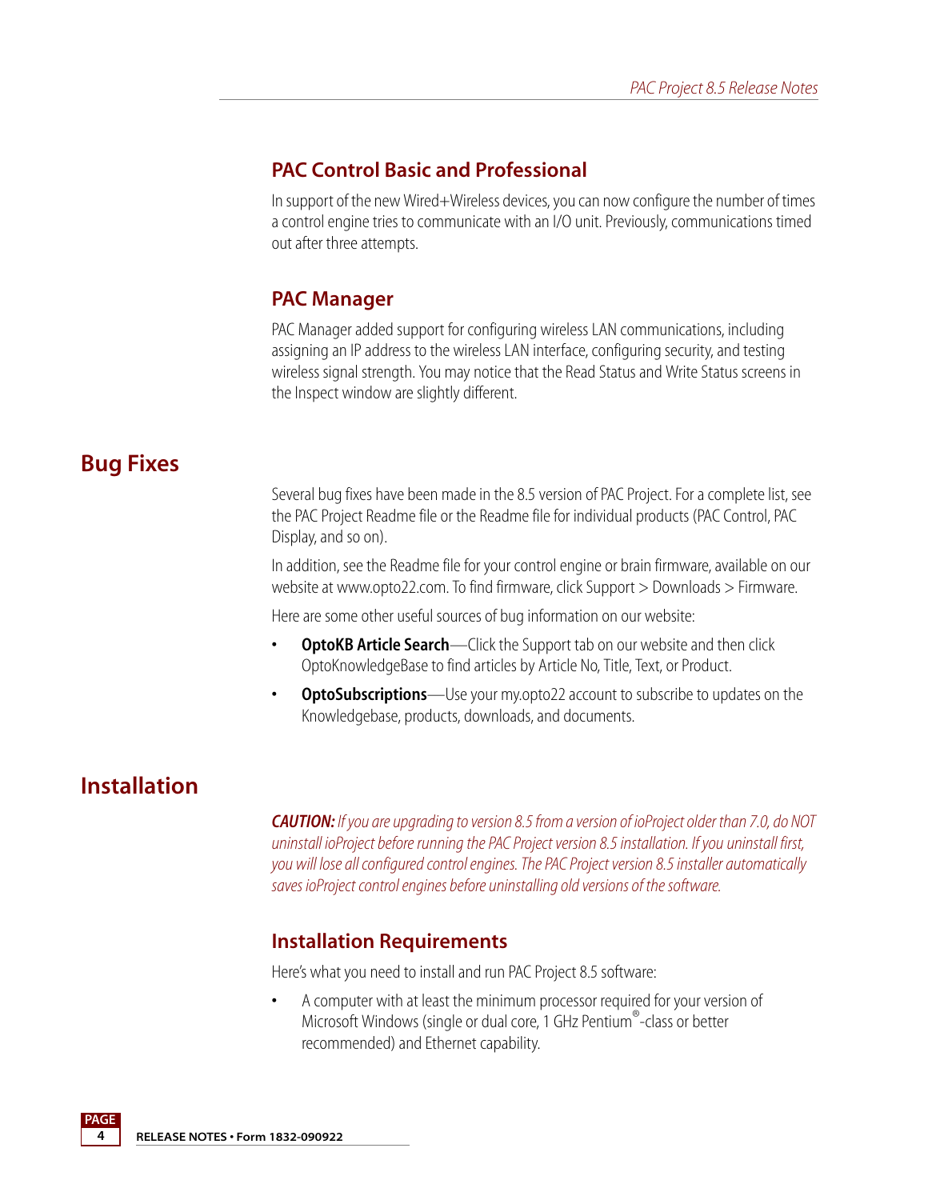### PAC Control Basic and Professional

In support of the new Wired+Wireless devices, you can now configure the number of times a control engine tries to communicate with an I/O unit. Previously, communications timed out after three attempts.

### PAC Manager

PAC Manager added support for configuring wireless LAN communications, including assigning an IP address to the wireless LAN interface, configuring security, and testing wireless signal strength. You may notice that the Read Status and Write Status screens in the Inspect window are slightly different.

## Bug Fixes

Several bug fixes have been made in the 8.5 version of PAC Project. For a complete list, see the PAC Project Readme file or the Readme file for individual products (PAC Control, PAC Display, and so on).

In addition, see the Readme file for your control engine or brain firmware, available on our website at www.opto22.com. To find firmware, click Support > Downloads > Firmware.

Here are some other useful sources of bug information on our website:

- **OptoKB Article Search**—Click the Support tab on our website and then click OptoKnowledgeBase to find articles by Article No, Title, Text, or Product.
- **OptoSubscriptions**—Use your my.opto22 account to subscribe to updates on the Knowledgebase, products, downloads, and documents.

## Installation

***CAUTION:*** *If you are upgrading to version 8.5 from a version of ioProject older than 7.0, do NOT uninstall ioProject before running the PAC Project version 8.5 installation. If you uninstall first, you will lose all configured control engines. The PAC Project version 8.5 installer automatically saves ioProject control engines before uninstalling old versions of the software.*

### Installation Requirements

Here's what you need to install and run PAC Project 8.5 software:

- A computer with at least the minimum processor required for your version of Microsoft Windows (single or dual core, 1 GHz Pentium®-class or better recommended) and Ethernet capability.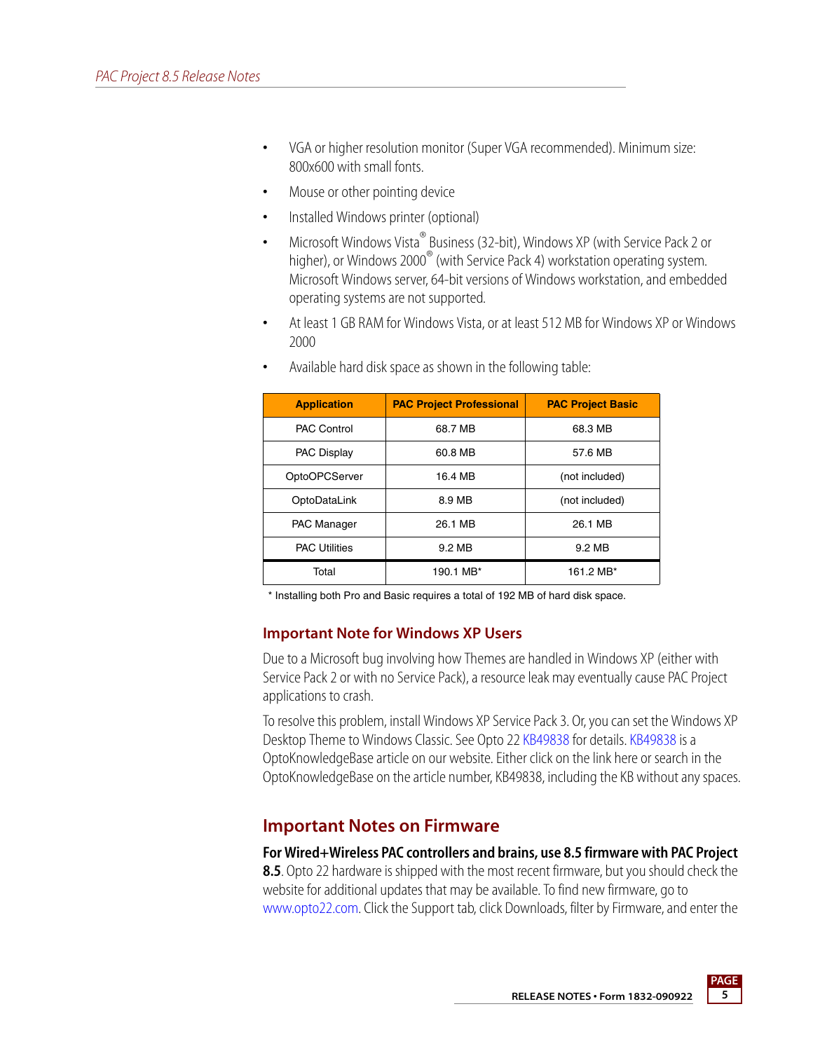- VGA or higher resolution monitor (Super VGA recommended). Minimum size: 800x600 with small fonts.
- Mouse or other pointing device
- Installed Windows printer (optional)
- Microsoft Windows Vista® Business (32-bit), Windows XP (with Service Pack 2 or higher), or Windows 2000® (with Service Pack 4) workstation operating system. Microsoft Windows server, 64-bit versions of Windows workstation, and embedded operating systems are not supported.
- At least 1 GB RAM for Windows Vista, or at least 512 MB for Windows XP or Windows 2000
- Available hard disk space as shown in the following table:

| Application | PAC Project Professional | PAC Project Basic |
|---|---|---|
| PAC Control | 68.7 MB | 68.3 MB |
| PAC Display | 60.8 MB | 57.6 MB |
| OptoOPCServer | 16.4 MB | (not included) |
| OptoDataLink | 8.9 MB | (not included) |
| PAC Manager | 26.1 MB | 26.1 MB |
| PAC Utilities | 9.2 MB | 9.2 MB |
| Total | 190.1 MB* | 161.2 MB* |

\* Installing both Pro and Basic requires a total of 192 MB of hard disk space.

### Important Note for Windows XP Users

Due to a Microsoft bug involving how Themes are handled in Windows XP (either with Service Pack 2 or with no Service Pack), a resource leak may eventually cause PAC Project applications to crash.

To resolve this problem, install Windows XP Service Pack 3. Or, you can set the Windows XP Desktop Theme to Windows Classic. See Opto 22 KB49838 for details. KB49838 is a OptoKnowledgeBase article on our website. Either click on the link here or search in the OptoKnowledgeBase on the article number, KB49838, including the KB without any spaces.

## Important Notes on Firmware

**For Wired+Wireless PAC controllers and brains, use 8.5 firmware with PAC Project 8.5**. Opto 22 hardware is shipped with the most recent firmware, but you should check the website for additional updates that may be available. To find new firmware, go to www.opto22.com. Click the Support tab, click Downloads, filter by Firmware, and enter the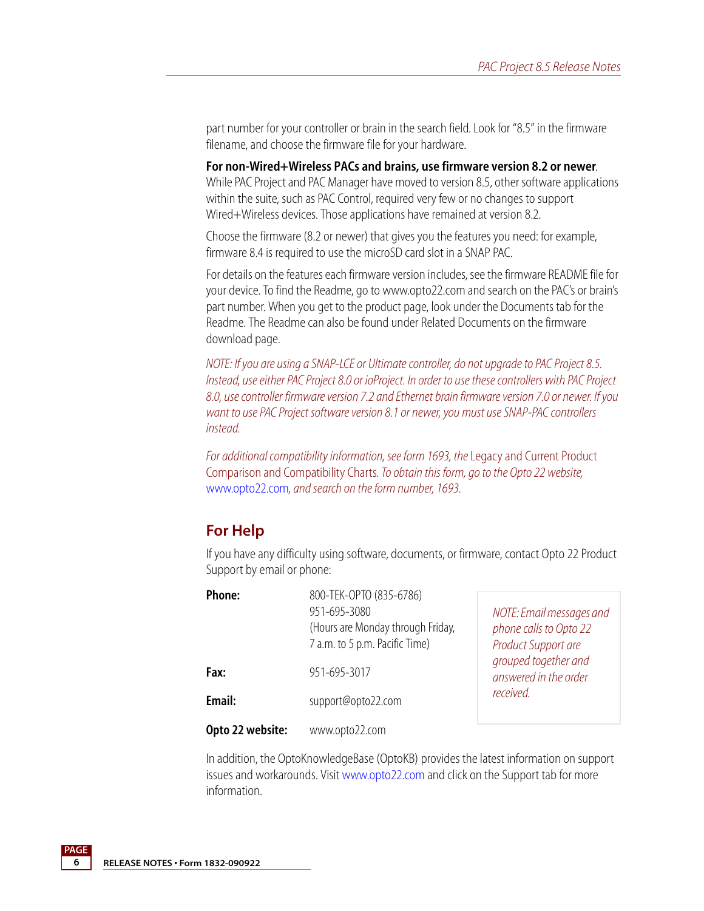part number for your controller or brain in the search field. Look for "8.5" in the firmware filename, and choose the firmware file for your hardware.

**For non-Wired+Wireless PACs and brains, use firmware version 8.2 or newer**. While PAC Project and PAC Manager have moved to version 8.5, other software applications within the suite, such as PAC Control, required very few or no changes to support Wired+Wireless devices. Those applications have remained at version 8.2.

Choose the firmware (8.2 or newer) that gives you the features you need: for example, firmware 8.4 is required to use the microSD card slot in a SNAP PAC.

For details on the features each firmware version includes, see the firmware README file for your device. To find the Readme, go to www.opto22.com and search on the PAC's or brain's part number. When you get to the product page, look under the Documents tab for the Readme. The Readme can also be found under Related Documents on the firmware download page.

*NOTE: If you are using a SNAP-LCE or Ultimate controller, do not upgrade to PAC Project 8.5. Instead, use either PAC Project 8.0 or ioProject. In order to use these controllers with PAC Project 8.0, use controller firmware version 7.2 and Ethernet brain firmware version 7.0 or newer. If you want to use PAC Project software version 8.1 or newer, you must use SNAP-PAC controllers instead.*

*For additional compatibility information, see form 1693, the* Legacy and Current Product Comparison and Compatibility Charts*. To obtain this form, go to the Opto 22 website,* www.opto22.com*, and search on the form number, 1693.*

## For Help

If you have any difficulty using software, documents, or firmware, contact Opto 22 Product Support by email or phone:

| | |
|---|---|
| **Phone:** | 800-TEK-OPTO (835-6786)<br>951-695-3080<br>(Hours are Monday through Friday, 7 a.m. to 5 p.m. Pacific Time) |
| **Fax:** | 951-695-3017 |
| **Email:** | support@opto22.com |
| **Opto 22 website:** | www.opto22.com |

*NOTE: Email messages and phone calls to Opto 22 Product Support are grouped together and answered in the order received.*

In addition, the OptoKnowledgeBase (OptoKB) provides the latest information on support issues and workarounds. Visit www.opto22.com and click on the Support tab for more information.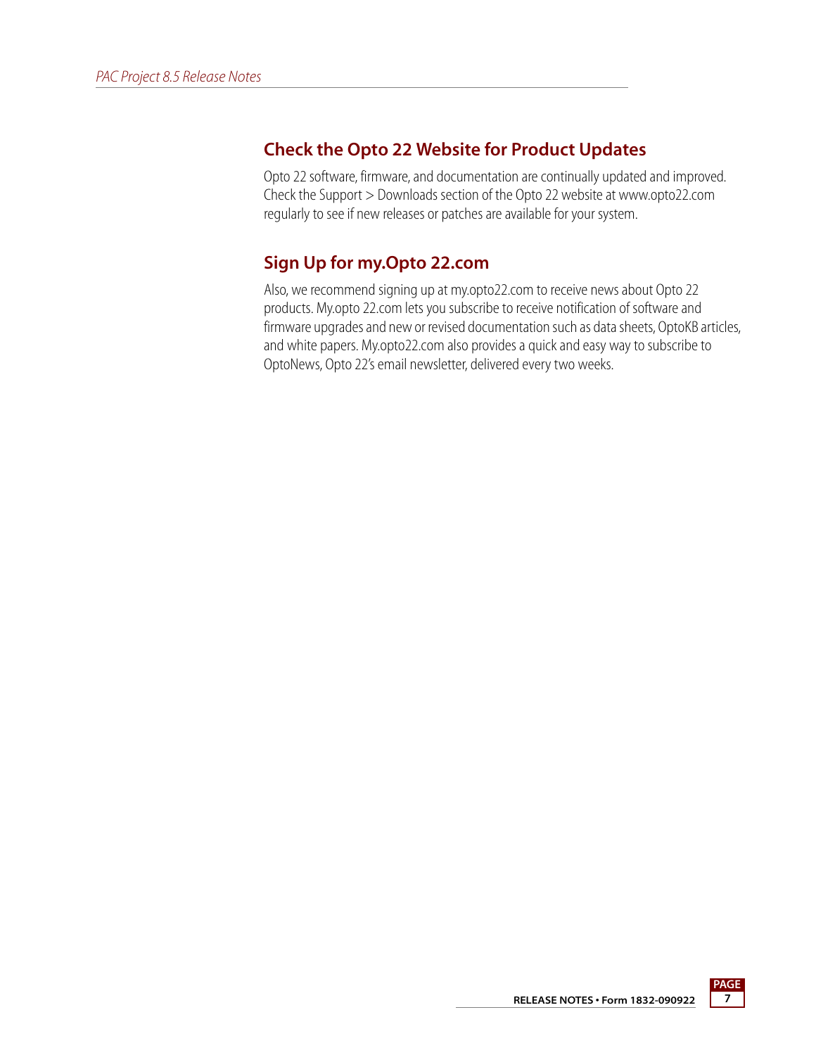## Check the Opto 22 Website for Product Updates

Opto 22 software, firmware, and documentation are continually updated and improved. Check the Support > Downloads section of the Opto 22 website at www.opto22.com regularly to see if new releases or patches are available for your system.

## Sign Up for my.Opto 22.com

Also, we recommend signing up at my.opto22.com to receive news about Opto 22 products. My.opto 22.com lets you subscribe to receive notification of software and firmware upgrades and new or revised documentation such as data sheets, OptoKB articles, and white papers. My.opto22.com also provides a quick and easy way to subscribe to OptoNews, Opto 22's email newsletter, delivered every two weeks.